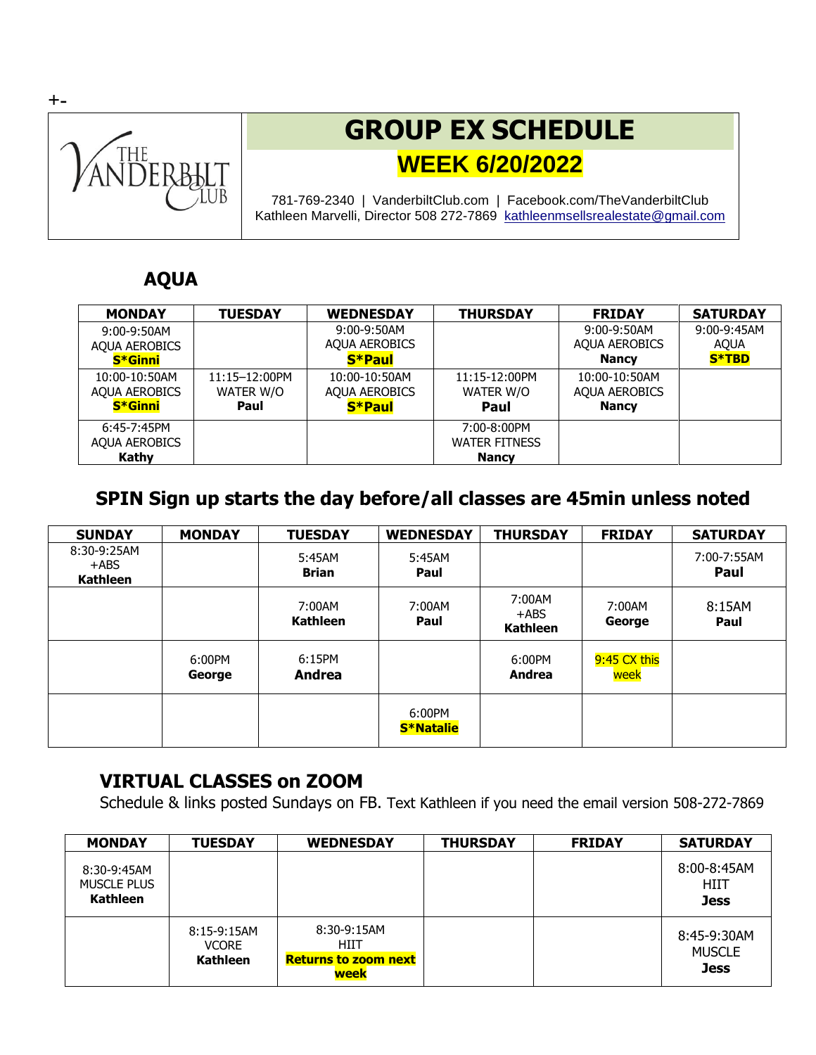+-

# GROUP EX SCHEDULE

## WEEK 6/20/2022

781-769-2340 | VanderbiltClub.com | Facebook.com/TheVanderbiltClub
Kathleen Marvelli, Director 508 272-7869 kathleenmsellsrealestate@gmail.com

## AQUA

| MONDAY | TUESDAY | WEDNESDAY | THURSDAY | FRIDAY | SATURDAY |
|---|---|---|---|---|---|
| 9:00-9:50AM AQUA AEROBICS **S*Ginni** | | 9:00-9:50AM AQUA AEROBICS **S*Paul** | | 9:00-9:50AM AQUA AEROBICS **Nancy** | 9:00-9:45AM AQUA **S*TBD** |
| 10:00-10:50AM AQUA AEROBICS **S*Ginni** | 11:15–12:00PM WATER W/O **Paul** | 10:00-10:50AM AQUA AEROBICS **S*Paul** | 11:15-12:00PM WATER W/O **Paul** | 10:00-10:50AM AQUA AEROBICS **Nancy** | |
| 6:45-7:45PM AQUA AEROBICS **Kathy** | | | 7:00-8:00PM WATER FITNESS **Nancy** | | |

## SPIN Sign up starts the day before/all classes are 45min unless noted

| SUNDAY | MONDAY | TUESDAY | WEDNESDAY | THURSDAY | FRIDAY | SATURDAY |
|---|---|---|---|---|---|---|
| 8:30-9:25AM +ABS **Kathleen** | | 5:45AM **Brian** | 5:45AM **Paul** | | | 7:00-7:55AM **Paul** |
| | | 7:00AM **Kathleen** | 7:00AM **Paul** | 7:00AM +ABS **Kathleen** | 7:00AM **George** | 8:15AM **Paul** |
| | 6:00PM **George** | 6:15PM **Andrea** | | 6:00PM **Andrea** | 9:45 CX this week | |
| | | | 6:00PM **S*Natalie** | | | |

## VIRTUAL CLASSES on ZOOM

Schedule & links posted Sundays on FB. Text Kathleen if you need the email version 508-272-7869

| MONDAY | TUESDAY | WEDNESDAY | THURSDAY | FRIDAY | SATURDAY |
|---|---|---|---|---|---|
| 8:30-9:45AM MUSCLE PLUS **Kathleen** | | | | | 8:00-8:45AM HIIT **Jess** |
| | 8:15-9:15AM VCORE **Kathleen** | 8:30-9:15AM HIIT **Returns to zoom next week** | | | 8:45-9:30AM MUSCLE **Jess** |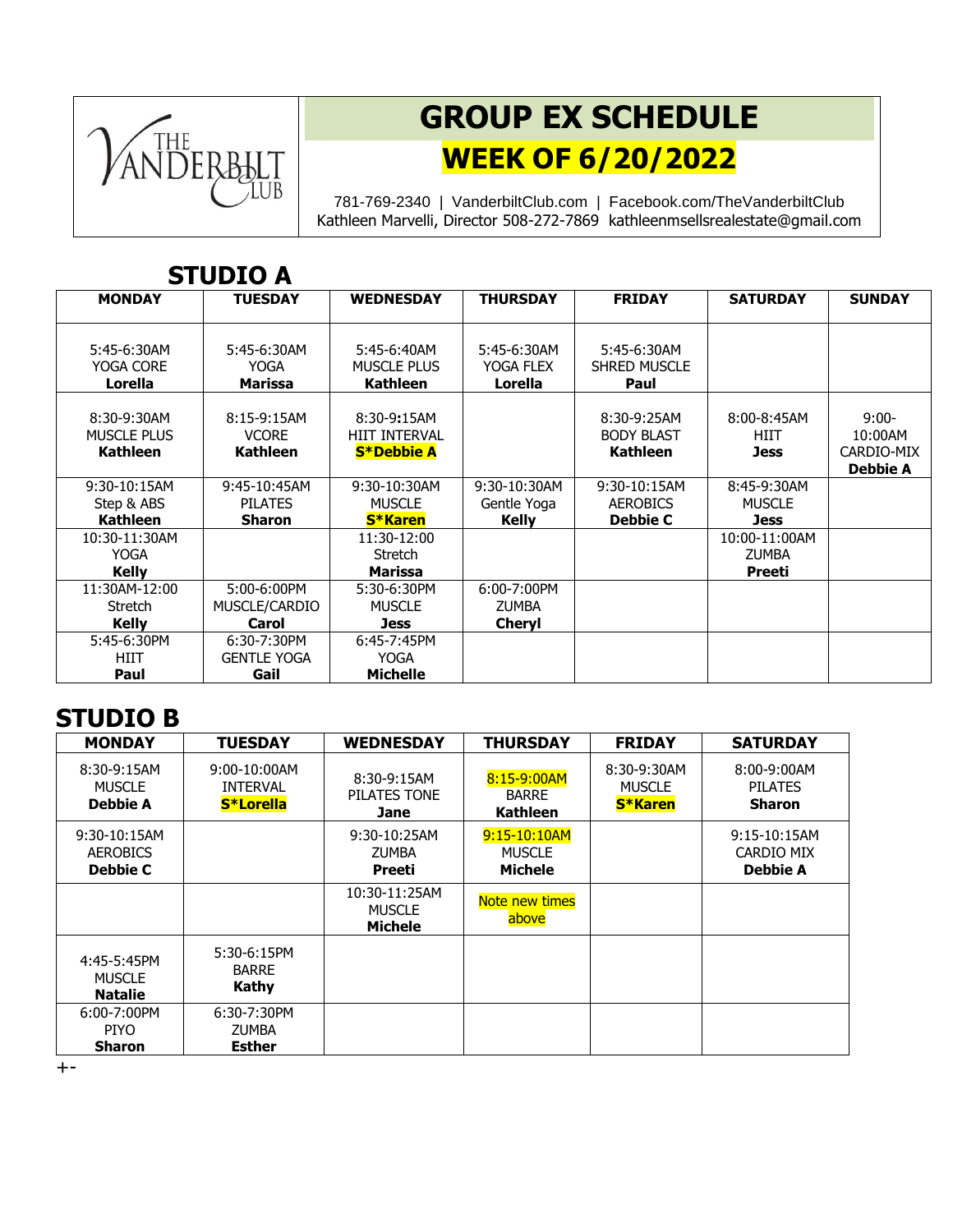# GROUP EX SCHEDULE

## WEEK OF 6/20/2022

781-769-2340 | VanderbiltClub.com | Facebook.com/TheVanderbiltClub
Kathleen Marvelli, Director 508-272-7869 kathleenmsellsrealestate@gmail.com

## STUDIO A

| MONDAY | TUESDAY | WEDNESDAY | THURSDAY | FRIDAY | SATURDAY | SUNDAY |
|---|---|---|---|---|---|---|
| 5:45-6:30AM YOGA CORE **Lorella** | 5:45-6:30AM YOGA **Marissa** | 5:45-6:40AM MUSCLE PLUS **Kathleen** | 5:45-6:30AM YOGA FLEX **Lorella** | 5:45-6:30AM SHRED MUSCLE **Paul** | | |
| 8:30-9:30AM MUSCLE PLUS **Kathleen** | 8:15-9:15AM VCORE **Kathleen** | 8:30-9:15AM HIIT INTERVAL **S*Debbie A** | | 8:30-9:25AM BODY BLAST **Kathleen** | 8:00-8:45AM HIIT **Jess** | 9:00-10:00AM CARDIO-MIX **Debbie A** |
| 9:30-10:15AM Step & ABS **Kathleen** | 9:45-10:45AM PILATES **Sharon** | 9:30-10:30AM MUSCLE **S*Karen** | 9:30-10:30AM Gentle Yoga **Kelly** | 9:30-10:15AM AEROBICS **Debbie C** | 8:45-9:30AM MUSCLE **Jess** | |
| 10:30-11:30AM YOGA **Kelly** | | 11:30-12:00 Stretch **Marissa** | | | 10:00-11:00AM ZUMBA **Preeti** | |
| 11:30AM-12:00 Stretch **Kelly** | 5:00-6:00PM MUSCLE/CARDIO **Carol** | 5:30-6:30PM MUSCLE **Jess** | 6:00-7:00PM ZUMBA **Cheryl** | | | |
| 5:45-6:30PM HIIT **Paul** | 6:30-7:30PM GENTLE YOGA **Gail** | 6:45-7:45PM YOGA **Michelle** | | | | |

## STUDIO B

| MONDAY | TUESDAY | WEDNESDAY | THURSDAY | FRIDAY | SATURDAY |
|---|---|---|---|---|---|
| 8:30-9:15AM MUSCLE **Debbie A** | 9:00-10:00AM INTERVAL **S*Lorella** | 8:30-9:15AM PILATES TONE **Jane** | 8:15-9:00AM BARRE **Kathleen** | 8:30-9:30AM MUSCLE **S*Karen** | 8:00-9:00AM PILATES **Sharon** |
| 9:30-10:15AM AEROBICS **Debbie C** | | 9:30-10:25AM ZUMBA **Preeti** | 9:15-10:10AM MUSCLE **Michele** | | 9:15-10:15AM CARDIO MIX **Debbie A** |
| | | 10:30-11:25AM MUSCLE **Michele** | Note new times above | | |
| 4:45-5:45PM MUSCLE **Natalie** | 5:30-6:15PM BARRE **Kathy** | | | | |
| 6:00-7:00PM PIYO **Sharon** | 6:30-7:30PM ZUMBA **Esther** | | | | |

+-